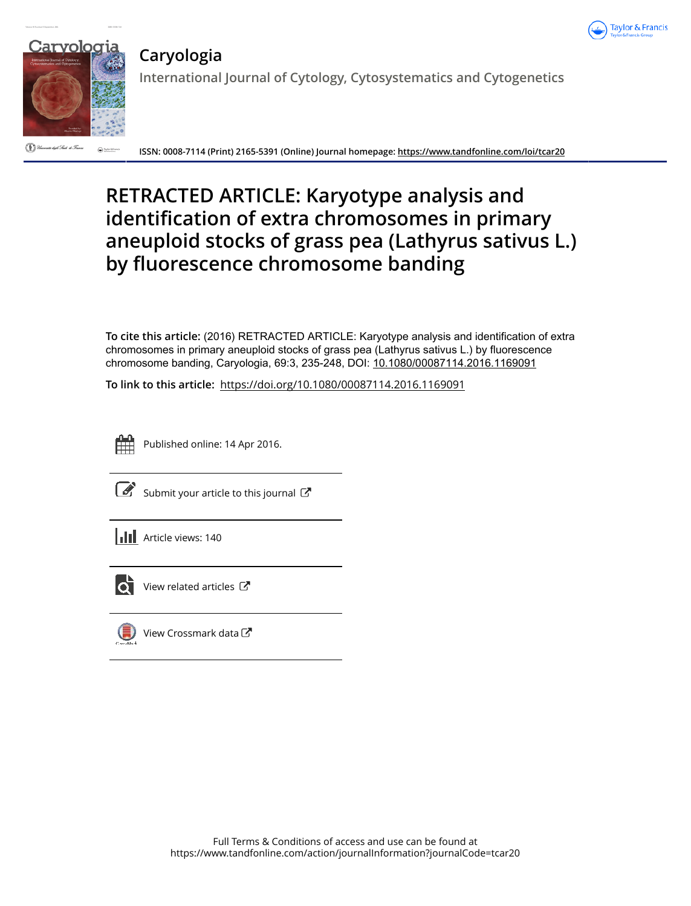# Caryologia

International Journal of Cytology, Cytosystematics and Cytogenetics

**ISSN: 0008-7114 (Print) 2165-5391 (Online) Journal homepage: https://www.tandfonline.com/loi/tcar20**

# RETRACTED ARTICLE: Karyotype analysis and identification of extra chromosomes in primary aneuploid stocks of grass pea (Lathyrus sativus L.) by fluorescence chromosome banding

**To cite this article:** (2016) RETRACTED ARTICLE: Karyotype analysis and identification of extra chromosomes in primary aneuploid stocks of grass pea (Lathyrus sativus L.) by fluorescence chromosome banding, Caryologia, 69:3, 235-248, DOI: 10.1080/00087114.2016.1169091

**To link to this article:** https://doi.org/10.1080/00087114.2016.1169091

Published online: 14 Apr 2016.

Submit your article to this journal

Article views: 140

View related articles

View Crossmark data

Full Terms & Conditions of access and use can be found at
https://www.tandfonline.com/action/journalInformation?journalCode=tcar20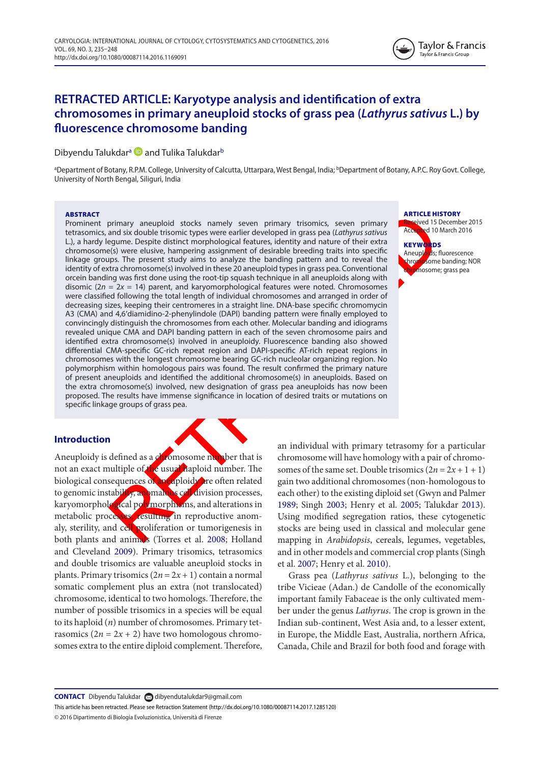# RETRACTED ARTICLE: Karyotype analysis and identification of extra chromosomes in primary aneuploid stocks of grass pea (*Lathyrus sativus* L.) by fluorescence chromosome banding

Dibyendu Talukdar[a] and Tulika Talukdar[b]

[a]Department of Botany, R.P.M. College, University of Calcutta, Uttarpara, West Bengal, India; [b]Department of Botany, A.P.C. Roy Govt. College, University of North Bengal, Siliguri, India

### ABSTRACT

Prominent primary aneuploid stocks namely seven primary trisomics, seven primary tetrasomics, and six double trisomic types were earlier developed in grass pea (*Lathyrus sativus* L.), a hardy legume. Despite distinct morphological features, identity and nature of their extra chromosome(s) were elusive, hampering assignment of desirable breeding traits into specific linkage groups. The present study aims to analyze the banding pattern and to reveal the identity of extra chromosome(s) involved in these 20 aneuploid types in grass pea. Conventional orcein banding was first done using the root-tip squash technique in all aneuploids along with disomic ($2n = 2x = 14$) parent, and karyomorphological features were noted. Chromosomes were classified following the total length of individual chromosomes and arranged in order of decreasing sizes, keeping their centromeres in a straight line. DNA-base specific chromomycin A3 (CMA) and 4,6′diamidino-2-phenylindole (DAPI) banding pattern were finally employed to convincingly distinguish the chromosomes from each other. Molecular banding and idiograms revealed unique CMA and DAPI banding pattern in each of the seven chromosome pairs and identified extra chromosome(s) involved in aneuploidy. Fluorescence banding also showed differential CMA-specific GC-rich repeat region and DAPI-specific AT-rich repeat regions in chromosomes with the longest chromosome bearing GC-rich nucleolar organizing region. No polymorphism within homologous pairs was found. The result confirmed the primary nature of present aneuploids and identified the additional chromosome(s) in aneuploids. Based on the extra chromosome(s) involved, new designation of grass pea aneuploids has now been proposed. The results have immense significance in location of desired traits or mutations on specific linkage groups of grass pea.

### ARTICLE HISTORY

Received 15 December 2015
Accepted 10 March 2016

### KEYWORDS

Aneuploids; fluorescence chromosome banding; NOR chromosome; grass pea

## Introduction

Aneuploidy is defined as a chromosome number that is not an exact multiple of the usual haploid number. The biological consequences of aneuploidy are often related to genomic instability, anomalous cell division processes, karyomorphological polymorphisms, and alterations in metabolic processes, resulting in reproductive anomaly, sterility, and cell proliferation or tumorigenesis in both plants and animals (Torres et al. 2008; Holland and Cleveland 2009). Primary trisomics, tetrasomics and double trisomics are valuable aneuploid stocks in plants. Primary trisomics ($2n = 2x + 1$) contain a normal somatic complement plus an extra (not translocated) chromosome, identical to two homologs. Therefore, the number of possible trisomics in a species will be equal to its haploid ($n$) number of chromosomes. Primary tetrasomics ($2n = 2x + 2$) have two homologous chromosomes extra to the entire diploid complement. Therefore, an individual with primary tetrasomy for a particular chromosome will have homology with a pair of chromosomes of the same set. Double trisomics ($2n = 2x + 1 + 1$) gain two additional chromosomes (non-homologous to each other) to the existing diploid set (Gwyn and Palmer 1989; Singh 2003; Henry et al. 2005; Talukdar 2013). Using modified segregation ratios, these cytogenetic stocks are being used in classical and molecular gene mapping in *Arabidopsis*, cereals, legumes, vegetables, and in other models and commercial crop plants (Singh et al. 2007; Henry et al. 2010).

Grass pea (*Lathyrus sativus* L.), belonging to the tribe Vicieae (Adan.) de Candolle of the economically important family Fabaceae is the only cultivated member under the genus *Lathyrus*. The crop is grown in the Indian sub-continent, West Asia and, to a lesser extent, in Europe, the Middle East, Australia, northern Africa, Canada, Chile and Brazil for both food and forage with

**CONTACT** Dibyendu Talukdar dibyendutalukdar9@gmail.com

This article has been retracted. Please see Retraction Statement (http://dx.doi.org/10.1080/00087114.2017.1285120)

© 2016 Dipartimento di Biologia Evoluzionistica, Università di Firenze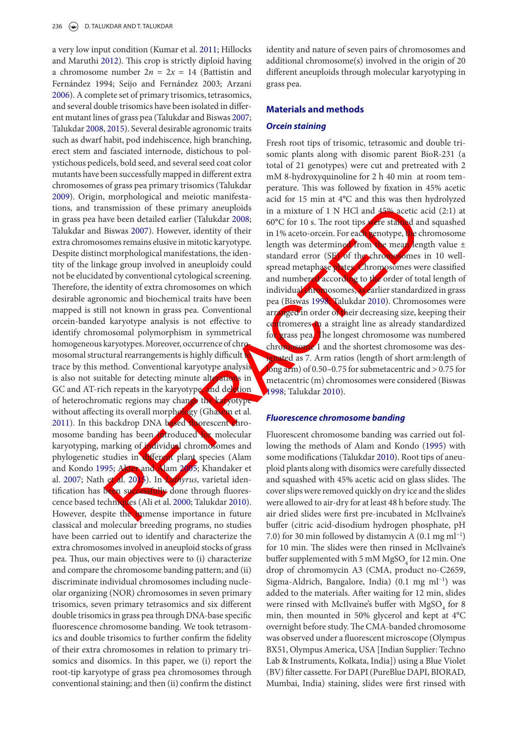a very low input condition (Kumar et al. 2011; Hillocks and Maruthi 2012). This crop is strictly diploid having a chromosome number $2n = 2x = 14$ (Battistin and Fernández 1994; Seijo and Fernández 2003; Arzani 2006). A complete set of primary trisomics, tetrasomics, and several double trisomics have been isolated in different mutant lines of grass pea (Talukdar and Biswas 2007; Talukdar 2008, 2015). Several desirable agronomic traits such as dwarf habit, pod indehiscence, high branching, erect stem and fasciated internode, distichous to polystichous pedicels, bold seed, and several seed coat color mutants have been successfully mapped in different extra chromosomes of grass pea primary trisomics (Talukdar 2009). Origin, morphological and meiotic manifestations, and transmission of these primary aneuploids in grass pea have been detailed earlier (Talukdar 2008; Talukdar and Biswas 2007). However, identity of their extra chromosomes remains elusive in mitotic karyotype. Despite distinct morphological manifestations, the identity of the linkage group involved in aneuploidy could not be elucidated by conventional cytological screening. Therefore, the identity of extra chromosomes on which desirable agronomic and biochemical traits have been mapped is still not known in grass pea. Conventional orcein-banded karyotype analysis is not effective to identify chromosomal polymorphism in symmetrical homogeneous karyotypes. Moreover, occurrence of chromosomal structural rearrangements is highly difficult to trace by this method. Conventional karyotype analysis is also not suitable for detecting minute alterations in GC and AT-rich repeats in the karyotype, and deletion of heterochromatic regions may change the karyotype without affecting its overall morphology (Ghasem et al. 2011). In this backdrop DNA based fluorescent chromosome banding has been introduced for molecular karyotyping, marking of individual chromosomes and phylogenetic studies in different plant species (Alam and Kondo 1995; Akter and Alam 2005; Khandaker et al. 2007; Nath et al. 2015). In *Lathyrus*, varietal identification has been successfully done through fluorescence based techniques (Ali et al. 2000; Talukdar 2010). However, despite the immense importance in future classical and molecular breeding programs, no studies have been carried out to identify and characterize the extra chromosomes involved in aneuploid stocks of grass pea. Thus, our main objectives were to (i) characterize and compare the chromosome banding pattern; and (ii) discriminate individual chromosomes including nucleolar organizing (NOR) chromosomes in seven primary trisomics, seven primary tetrasomics and six different double trisomics in grass pea through DNA-base specific fluorescent chromosome banding. We took tetrasomics and double trisomics to further confirm the fidelity of their extra chromosomes in relation to primary trisomics and disomics. In this paper, we (i) report the root-tip karyotype of grass pea chromosomes through conventional staining; and then (ii) confirm the distinct identity and nature of seven pairs of chromosomes and additional chromosome(s) involved in the origin of 20 different aneuploids through molecular karyotyping in grass pea.

## Materials and methods

### *Orcein staining*

Fresh root tips of trisomic, tetrasomic and double trisomic plants along with disomic parent BioR-231 (a total of 21 genotypes) were cut and pretreated with 2 mM 8-hydroxyquinoline for 2 h 40 min at room temperature. This was followed by fixation in 45% acetic acid for 15 min at 4°C and this was then hydrolyzed in a mixture of 1 N HCl and 45% acetic acid (2:1) at 60°C for 10 s. The root tips were stained and squashed in 1% aceto-orcein. For each genotype, the chromosome length was determined from the mean length value ± standard error (SE) of the chromosomes in 10 well-spread metaphase plates. Chromosomes were classified and numbered according to the order of total length of individual chromosomes, as earlier standardized in grass pea (Biswas 1998; Talukdar 2010). Chromosomes were arranged in order of their decreasing size, keeping their centromeres in a straight line as already standardized for grass pea. The longest chromosome was numbered chromosome 1 and the shortest chromosome was designated as 7. Arm ratios (length of short arm:length of long arm) of 0.50–0.75 for submetacentric and > 0.75 for metacentric (m) chromosomes were considered (Biswas 1998; Talukdar 2010).

### *Fluorescence chromosome banding*

Fluorescent chromosome banding was carried out following the methods of Alam and Kondo (1995) with some modifications (Talukdar 2010). Root tips of aneuploid plants along with disomics were carefully dissected and squashed with 45% acetic acid on glass slides. The cover slips were removed quickly on dry ice and the slides were allowed to air-dry for at least 48 h before study. The air dried slides were first pre-incubated in McIlvaine's buffer (citric acid-disodium hydrogen phosphate, pH 7.0) for 30 min followed by distamycin A (0.1 mg ml$^{-1}$) for 10 min. The slides were then rinsed in McIlvaine's buffer supplemented with 5 mM $MgSO_4$ for 12 min. One drop of chromomycin A3 (CMA, product no-C2659, Sigma-Aldrich, Bangalore, India) (0.1 mg ml$^{-1}$) was added to the materials. After waiting for 12 min, slides were rinsed with McIlvaine's buffer with $MgSO_4$ for 8 min, then mounted in 50% glycerol and kept at 4°C overnight before study. The CMA-banded chromosome was observed under a fluorescent microscope (Olympus BX51, Olympus America, USA [Indian Supplier: Techno Lab & Instruments, Kolkata, India]) using a Blue Violet (BV) filter cassette. For DAPI (PureBlue DAPI, BIORAD, Mumbai, India) staining, slides were first rinsed with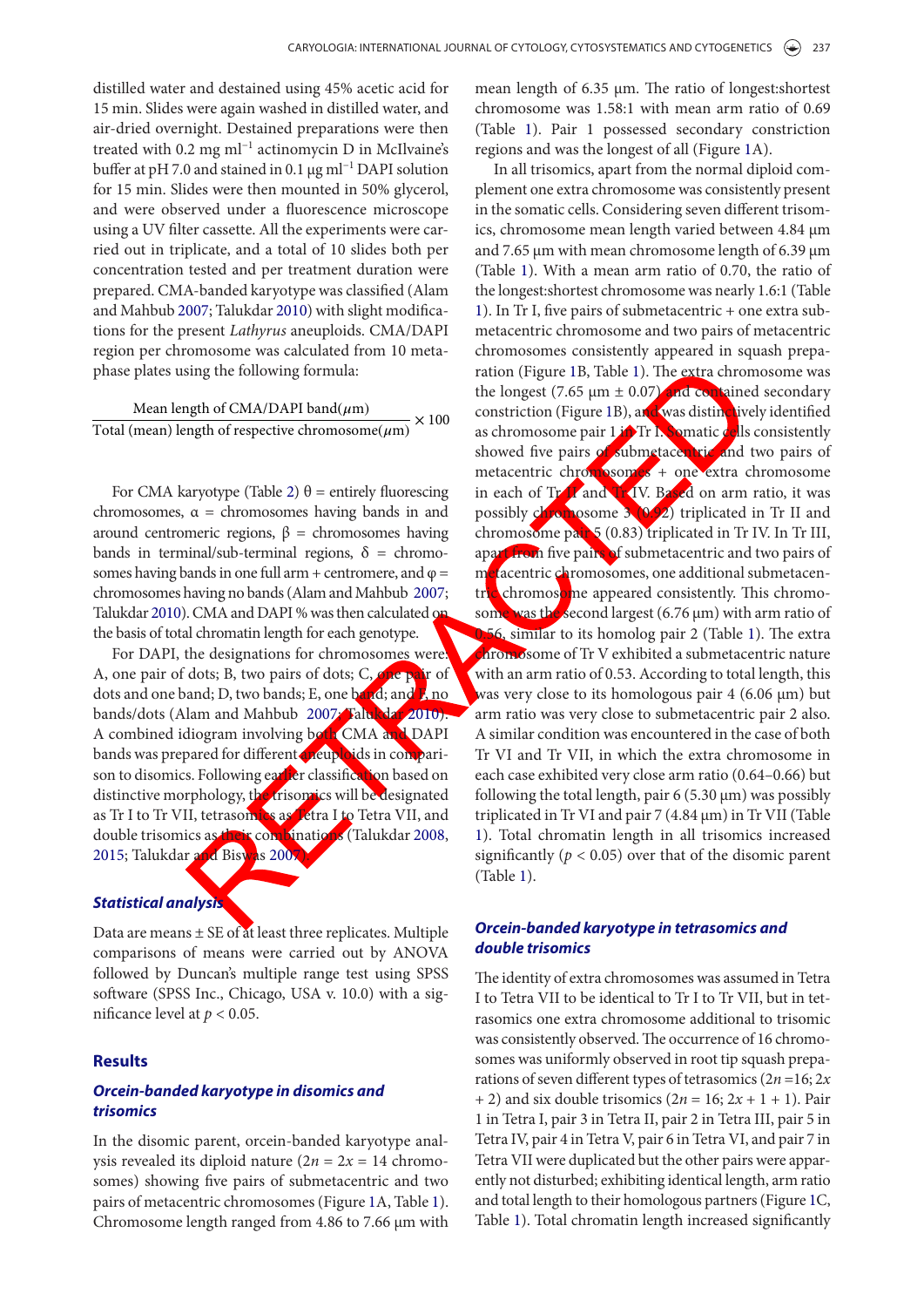distilled water and destained using 45% acetic acid for 15 min. Slides were again washed in distilled water, and air-dried overnight. Destained preparations were then treated with 0.2 mg ml$^{-1}$ actinomycin D in McIlvaine's buffer at pH 7.0 and stained in 0.1 μg ml$^{-1}$ DAPI solution for 15 min. Slides were then mounted in 50% glycerol, and were observed under a fluorescence microscope using a UV filter cassette. All the experiments were carried out in triplicate, and a total of 10 slides both per concentration tested and per treatment duration were prepared. CMA-banded karyotype was classified (Alam and Mahbub 2007; Talukdar 2010) with slight modifications for the present *Lathyrus* aneuploids. CMA/DAPI region per chromosome was calculated from 10 metaphase plates using the following formula:

$$\frac{\text{Mean length of CMA/DAPI band}(\mu m)}{\text{Total (mean) length of respective chromosome}(\mu m)} \times 100$$

For CMA karyotype (Table 2) θ = entirely fluorescing chromosomes, α = chromosomes having bands in and around centromeric regions, β = chromosomes having bands in terminal/sub-terminal regions, δ = chromosomes having bands in one full arm + centromere, and φ = chromosomes having no bands (Alam and Mahbub 2007; Talukdar 2010). CMA and DAPI % was then calculated on the basis of total chromatin length for each genotype.

For DAPI, the designations for chromosomes were: A, one pair of dots; B, two pairs of dots; C, one pair of dots and one band; D, two bands; E, one band; and F, no bands/dots (Alam and Mahbub 2007; Talukdar 2010). A combined idiogram involving both CMA and DAPI bands was prepared for different aneuploids in comparison to disomics. Following earlier classification based on distinctive morphology, the trisomics will be designated as Tr I to Tr VII, tetrasomics as Tetra I to Tetra VII, and double trisomics as their combinations (Talukdar 2008, 2015; Talukdar and Biswas 2007).

### Statistical analysis

Data are means ± SE of at least three replicates. Multiple comparisons of means were carried out by ANOVA followed by Duncan's multiple range test using SPSS software (SPSS Inc., Chicago, USA v. 10.0) with a significance level at $p < 0.05$.

## Results

### Orcein-banded karyotype in disomics and trisomics

In the disomic parent, orcein-banded karyotype analysis revealed its diploid nature ($2n = 2x = 14$ chromosomes) showing five pairs of submetacentric and two pairs of metacentric chromosomes (Figure 1A, Table 1). Chromosome length ranged from 4.86 to 7.66 μm with mean length of 6.35 μm. The ratio of longest:shortest chromosome was 1.58:1 with mean arm ratio of 0.69 (Table 1). Pair 1 possessed secondary constriction regions and was the longest of all (Figure 1A).

In all trisomics, apart from the normal diploid complement one extra chromosome was consistently present in the somatic cells. Considering seven different trisomics, chromosome mean length varied between 4.84 μm and 7.65 μm with mean chromosome length of 6.39 μm (Table 1). With a mean arm ratio of 0.70, the ratio of the longest:shortest chromosome was nearly 1.6:1 (Table 1). In Tr I, five pairs of submetacentric + one extra submetacentric chromosome and two pairs of metacentric chromosomes consistently appeared in squash preparation (Figure 1B, Table 1). The extra chromosome was the longest (7.65 μm ± 0.07) and contained secondary constriction (Figure 1B), and was distinctively identified as chromosome pair 1 in Tr I. Somatic cells consistently showed five pairs of submetacentric and two pairs of metacentric chromosomes + one extra chromosome in each of Tr II and Tr IV. Based on arm ratio, it was possibly chromosome 3 (0.92) triplicated in Tr II and chromosome pair 5 (0.83) triplicated in Tr IV. In Tr III, apart from five pairs of submetacentric and two pairs of metacentric chromosomes, one additional submetacentric chromosome appeared consistently. This chromosome was the second largest (6.76 μm) with arm ratio of 0.56, similar to its homolog pair 2 (Table 1). The extra chromosome of Tr V exhibited a submetacentric nature with an arm ratio of 0.53. According to total length, this was very close to its homologous pair 4 (6.06 μm) but arm ratio was very close to submetacentric pair 2 also. A similar condition was encountered in the case of both Tr VI and Tr VII, in which the extra chromosome in each case exhibited very close arm ratio (0.64–0.66) but following the total length, pair 6 (5.30 μm) was possibly triplicated in Tr VI and pair 7 (4.84 μm) in Tr VII (Table 1). Total chromatin length in all trisomics increased significantly ($p < 0.05$) over that of the disomic parent (Table 1).

### Orcein-banded karyotype in tetrasomics and double trisomics

The identity of extra chromosomes was assumed in Tetra I to Tetra VII to be identical to Tr I to Tr VII, but in tetrasomics one extra chromosome additional to trisomic was consistently observed. The occurrence of 16 chromosomes was uniformly observed in root tip squash preparations of seven different types of tetrasomics ($2n = 16$; $2x + 2$) and six double trisomics ($2n = 16$; $2x + 1 + 1$). Pair 1 in Tetra I, pair 3 in Tetra II, pair 2 in Tetra III, pair 5 in Tetra IV, pair 4 in Tetra V, pair 6 in Tetra VI, and pair 7 in Tetra VII were duplicated but the other pairs were apparently not disturbed; exhibiting identical length, arm ratio and total length to their homologous partners (Figure 1C, Table 1). Total chromatin length increased significantly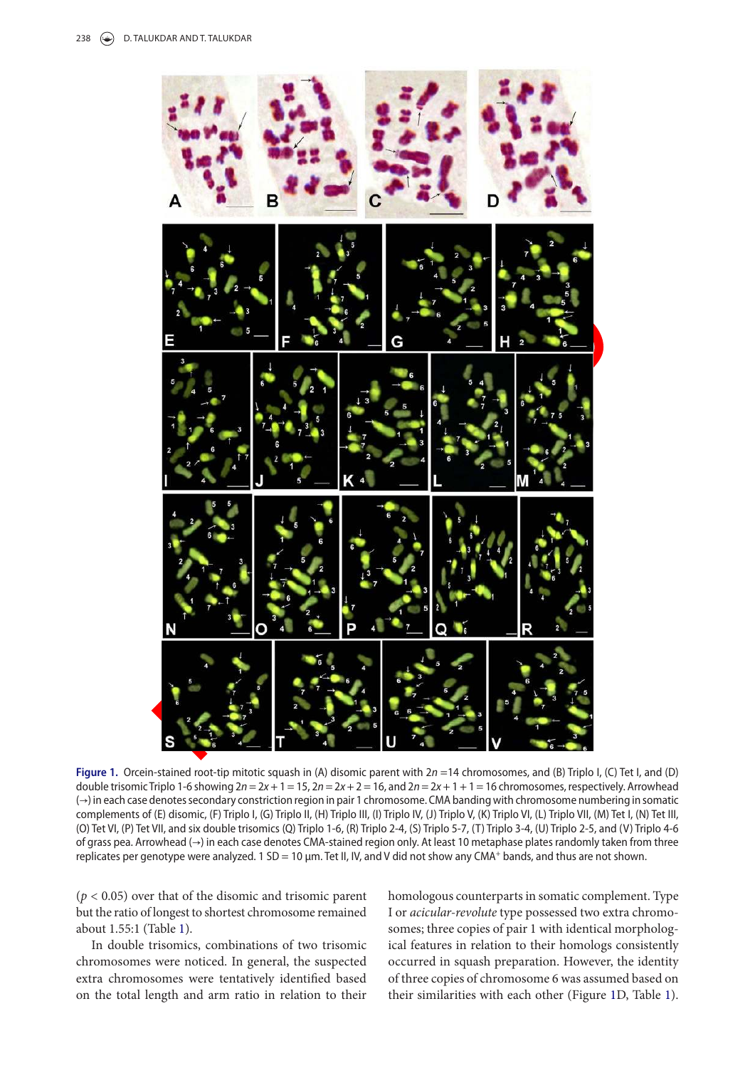Figure 1. Orcein-stained root-tip mitotic squash in (A) disomic parent with $2n = 14$ chromosomes, and (B) Triplo I, (C) Tet I, and (D) double trisomic Triplo 1-6 showing $2n = 2x + 1 = 15$, $2n = 2x + 2 = 16$, and $2n = 2x + 1 + 1 = 16$ chromosomes, respectively. Arrowhead (→) in each case denotes secondary constriction region in pair 1 chromosome. CMA banding with chromosome numbering in somatic complements of (E) disomic, (F) Triplo I, (G) Triplo II, (H) Triplo III, (I) Triplo IV, (J) Triplo V, (K) Triplo VI, (L) Triplo VII, (M) Tet I, (N) Tet III, (O) Tet VI, (P) Tet VII, and six double trisomics (Q) Triplo 1-6, (R) Triplo 2-4, (S) Triplo 5-7, (T) Triplo 3-4, (U) Triplo 2-5, and (V) Triplo 4-6 of grass pea. Arrowhead (→) in each case denotes CMA-stained region only. At least 10 metaphase plates randomly taken from three replicates per genotype were analyzed. 1 SD = 10 μm. Tet II, IV, and V did not show any $CMA^+$ bands, and thus are not shown.

($p < 0.05$) over that of the disomic and trisomic parent but the ratio of longest to shortest chromosome remained about 1.55:1 (Table 1).

In double trisomics, combinations of two trisomic chromosomes were noticed. In general, the suspected extra chromosomes were tentatively identified based on the total length and arm ratio in relation to their homologous counterparts in somatic complement. Type I or *acicular-revolute* type possessed two extra chromosomes; three copies of pair 1 with identical morphological features in relation to their homologs consistently occurred in squash preparation. However, the identity of three copies of chromosome 6 was assumed based on their similarities with each other (Figure 1D, Table 1).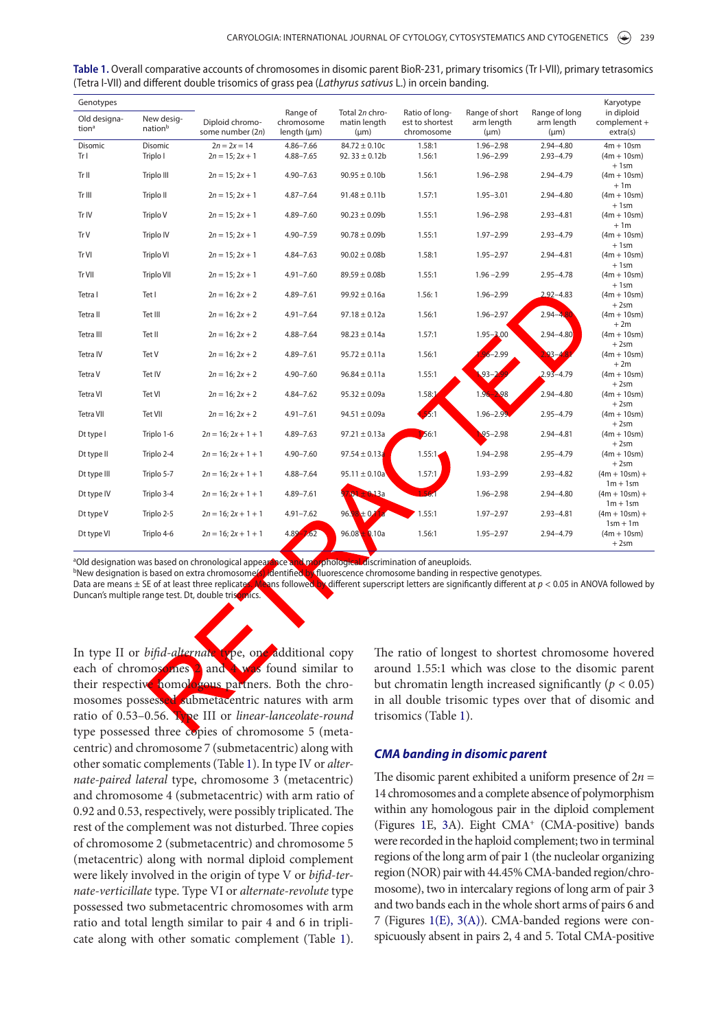**Table 1.** Overall comparative accounts of chromosomes in disomic parent BioR-231, primary trisomics (Tr I-VII), primary tetrasomics (Tetra I-VII) and different double trisomics of grass pea (*Lathyrus sativus* L.) in orcein banding.

| Genotypes | | | | | | | | |
|---|---|---|---|---|---|---|---|---|
| Old designation[a] | New designation[b] | Diploid chromosome number (2n) | Range of chromosome length (μm) | Total 2n chromatin length (μm) | Ratio of longest to shortest chromosome | Range of short arm length (μm) | Range of long arm length (μm) | Karyotype in diploid complement + extra(s) |
| Disomic | Disomic | $2n = 2x = 14$ | 4.86–7.66 | 84.72 ± 0.10c | 1.58:1 | 1.96–2.98 | 2.94–4.80 | 4m + 10sm |
| Tr I | Triplo I | $2n = 15; 2x + 1$ | 4.88–7.65 | 92. 33 ± 0.12b | 1.56:1 | 1.96–2.99 | 2.93–4.79 | (4m + 10sm) + 1sm |
| Tr II | Triplo III | $2n = 15; 2x + 1$ | 4.90–7.63 | 90.95 ± 0.10b | 1.56:1 | 1.96–2.98 | 2.94–4.79 | (4m + 10sm) + 1m |
| Tr III | Triplo II | $2n = 15; 2x + 1$ | 4.87–7.64 | 91.48 ± 0.11b | 1.57:1 | 1.95–3.01 | 2.94–4.80 | (4m + 10sm) + 1sm |
| Tr IV | Triplo V | $2n = 15; 2x + 1$ | 4.89–7.60 | 90.23 ± 0.09b | 1.55:1 | 1.96–2.98 | 2.93–4.81 | (4m + 10sm) + 1m |
| Tr V | Triplo IV | $2n = 15; 2x + 1$ | 4.90–7.59 | 90.78 ± 0.09b | 1.55:1 | 1.97–2.99 | 2.93–4.79 | (4m + 10sm) + 1sm |
| Tr VI | Triplo VI | $2n = 15; 2x + 1$ | 4.84–7.63 | 90.02 ± 0.08b | 1.58:1 | 1.95–2.97 | 2.94–4.81 | (4m + 10sm) + 1sm |
| Tr VII | Triplo VII | $2n = 15; 2x + 1$ | 4.91–7.60 | 89.59 ± 0.08b | 1.55:1 | 1.96 –2.99 | 2.95–4.78 | (4m + 10sm) + 1sm |
| Tetra I | Tet I | $2n = 16; 2x + 2$ | 4.89–7.61 | 99.92 ± 0.16a | 1.56: 1 | 1.96–2.99 | 2.92–4.83 | (4m + 10sm) + 2sm |
| Tetra II | Tet III | $2n = 16; 2x + 2$ | 4.91–7.64 | 97.18 ± 0.12a | 1.56:1 | 1.96–2.97 | 2.94–4.80 | (4m + 10sm) + 2m |
| Tetra III | Tet II | $2n = 16; 2x + 2$ | 4.88–7.64 | 98.23 ± 0.14a | 1.57:1 | 1.95–3.00 | 2.94–4.80 | (4m + 10sm) + 2sm |
| Tetra IV | Tet V | $2n = 16; 2x + 2$ | 4.89–7.61 | 95.72 ± 0.11a | 1.56:1 | 1.96–2.99 | 2.93–4.81 | (4m + 10sm) + 2m |
| Tetra V | Tet IV | $2n = 16; 2x + 2$ | 4.90–7.60 | 96.84 ± 0.11a | 1.55:1 | 1.93–2.99 | 2.93–4.79 | (4m + 10sm) + 2sm |
| Tetra VI | Tet VI | $2n = 16; 2x + 2$ | 4.84–7.62 | 95.32 ± 0.09a | 1.58:1 | 1.96–2.98 | 2.94–4.80 | (4m + 10sm) + 2sm |
| Tetra VII | Tet VII | $2n = 16; 2x + 2$ | 4.91–7.61 | 94.51 ± 0.09a | 1.55:1 | 1.96–2.99 | 2.95–4.79 | (4m + 10sm) + 2sm |
| Dt type I | Triplo 1-6 | $2n = 16; 2x + 1 + 1$ | 4.89–7.63 | 97.21 ± 0.13a | 1.56:1 | 1.95–2.98 | 2.94–4.81 | (4m + 10sm) + 2sm |
| Dt type II | Triplo 2-4 | $2n = 16; 2x + 1 + 1$ | 4.90–7.60 | 97.54 ± 0.13a | 1.55:1 | 1.94–2.98 | 2.95–4.79 | (4m + 10sm) + 2sm |
| Dt type III | Triplo 5-7 | $2n = 16; 2x + 1 + 1$ | 4.88–7.64 | 95.11 ± 0.10a | 1.57:1 | 1.93–2.99 | 2.93–4.82 | (4m + 10sm) + 1m + 1sm |
| Dt type IV | Triplo 3-4 | $2n = 16; 2x + 1 + 1$ | 4.89–7.61 | 97.01 ± 0.13a | 1.56:1 | 1.96–2.98 | 2.94–4.80 | (4m + 10sm) + 1m + 1sm |
| Dt type V | Triplo 2-5 | $2n = 16; 2x + 1 + 1$ | 4.91–7.62 | 96.58 ± 0.11a | 1.55:1 | 1.97–2.97 | 2.93–4.81 | (4m + 10sm) + 1sm + 1m |
| Dt type VI | Triplo 4-6 | $2n = 16; 2x + 1 + 1$ | 4.89–7.62 | 96.08 ± 0.10a | 1.56:1 | 1.95–2.97 | 2.94–4.79 | (4m + 10sm) + 2sm |

[a]Old designation was based on chronological appearance and morphological discrimination of aneuploids.
[b]New designation is based on extra chromosome(s) identified by fluorescence chromosome banding in respective genotypes.
Data are means ± SE of at least three replicates. Means followed by different superscript letters are significantly different at $p < 0.05$ in ANOVA followed by Duncan's multiple range test. Dt, double trisomics.

In type II or *bifid-alternate* type, one additional copy each of chromosomes 2 and 4 was found similar to their respective homologous partners. Both the chromosomes possessed submetacentric natures with arm ratio of 0.53–0.56. Type III or *linear-lanceolate-round* type possessed three copies of chromosome 5 (metacentric) and chromosome 7 (submetacentric) along with other somatic complements (Table 1). In type IV or *alternate-paired lateral* type, chromosome 3 (metacentric) and chromosome 4 (submetacentric) with arm ratio of 0.92 and 0.53, respectively, were possibly triplicated. The rest of the complement was not disturbed. Three copies of chromosome 2 (submetacentric) and chromosome 5 (metacentric) along with normal diploid complement were likely involved in the origin of type V or *bifid-ternate-verticillate* type. Type VI or *alternate-revolute* type possessed two submetacentric chromosomes with arm ratio and total length similar to pair 4 and 6 in triplicate along with other somatic complement (Table 1).

The ratio of longest to shortest chromosome hovered around 1.55:1 which was close to the disomic parent but chromatin length increased significantly ($p < 0.05$) in all double trisomic types over that of disomic and trisomics (Table 1).

### CMA banding in disomic parent

The disomic parent exhibited a uniform presence of $2n = 14$ chromosomes and a complete absence of polymorphism within any homologous pair in the diploid complement (Figures 1E, 3A). Eight CMA[+] (CMA-positive) bands were recorded in the haploid complement; two in terminal regions of the long arm of pair 1 (the nucleolar organizing region (NOR) pair with 44.45% CMA-banded region/chromosome), two in intercalary regions of long arm of pair 3 and two bands each in the whole short arms of pairs 6 and 7 (Figures 1(E), 3(A)). CMA-banded regions were conspicuously absent in pairs 2, 4 and 5. Total CMA-positive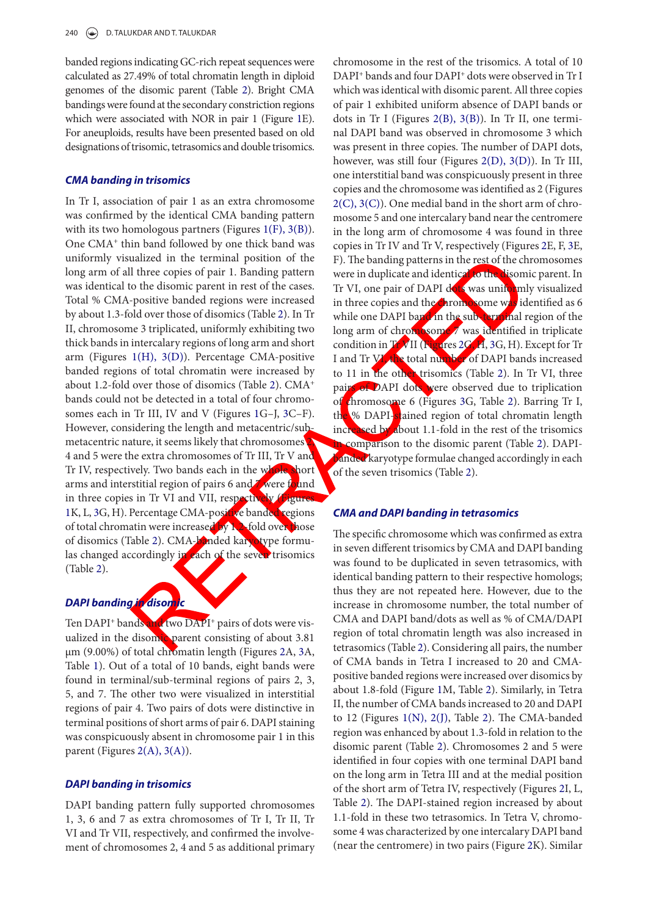banded regions indicating GC-rich repeat sequences were calculated as 27.49% of total chromatin length in diploid genomes of the disomic parent (Table 2). Bright CMA bandings were found at the secondary constriction regions which were associated with NOR in pair 1 (Figure 1E). For aneuploids, results have been presented based on old designations of trisomic, tetrasomics and double trisomics.

### *CMA banding in trisomics*

In Tr I, association of pair 1 as an extra chromosome was confirmed by the identical CMA banding pattern with its two homologous partners (Figures 1(F), 3(B)). One CMA+ thin band followed by one thick band was uniformly visualized in the terminal position of the long arm of all three copies of pair 1. Banding pattern was identical to the disomic parent in rest of the cases. Total % CMA-positive banded regions were increased by about 1.3-fold over those of disomics (Table 2). In Tr II, chromosome 3 triplicated, uniformly exhibiting two thick bands in intercalary regions of long arm and short arm (Figures 1(H), 3(D)). Percentage CMA-positive banded regions of total chromatin were increased by about 1.2-fold over those of disomics (Table 2). CMA+ bands could not be detected in a total of four chromosomes each in Tr III, IV and V (Figures 1G–J, 3C–F). However, considering the length and metacentric/submetacentric nature, it seems likely that chromosomes 2, 4 and 5 were the extra chromosomes of Tr III, Tr V and Tr IV, respectively. Two bands each in the whole short arms and interstitial region of pairs 6 and 7 were found in three copies in Tr VI and VII, respectively (Figures 1K, L, 3G, H). Percentage CMA-positive banded regions of total chromatin were increased by 1.2-fold over those of disomics (Table 2). CMA-banded karyotype formulas changed accordingly in each of the seven trisomics (Table 2).

### *DAPI banding in disomic*

Ten DAPI+ bands and two DAPI+ pairs of dots were visualized in the disomic parent consisting of about 3.81 µm (9.00%) of total chromatin length (Figures 2A, 3A, Table 1). Out of a total of 10 bands, eight bands were found in terminal/sub-terminal regions of pairs 2, 3, 5, and 7. The other two were visualized in interstitial regions of pair 4. Two pairs of dots were distinctive in terminal positions of short arms of pair 6. DAPI staining was conspicuously absent in chromosome pair 1 in this parent (Figures 2(A), 3(A)).

### *DAPI banding in trisomics*

DAPI banding pattern fully supported chromosomes 1, 3, 6 and 7 as extra chromosomes of Tr I, Tr II, Tr VI and Tr VII, respectively, and confirmed the involvement of chromosomes 2, 4 and 5 as additional primary chromosome in the rest of the trisomics. A total of 10 DAPI+ bands and four DAPI+ dots were observed in Tr I which was identical with disomic parent. All three copies of pair 1 exhibited uniform absence of DAPI bands or dots in Tr I (Figures 2(B), 3(B)). In Tr II, one terminal DAPI band was observed in chromosome 3 which was present in three copies. The number of DAPI dots, however, was still four (Figures 2(D), 3(D)). In Tr III, one interstitial band was conspicuously present in three copies and the chromosome was identified as 2 (Figures 2(C), 3(C)). One medial band in the short arm of chromosome 5 and one intercalary band near the centromere in the long arm of chromosome 4 was found in three copies in Tr IV and Tr V, respectively (Figures 2E, F, 3E, F). The banding patterns in the rest of the chromosomes were in duplicate and identical to the disomic parent. In Tr VI, one pair of DAPI dots was uniformly visualized in three copies and the chromosome was identified as 6 while one DAPI band in the sub-terminal region of the long arm of chromosome 7 was identified in triplicate condition in Tr VII (Figures 2G, H, 3G, H). Except for Tr I and Tr VI, the total number of DAPI bands increased to 11 in the other trisomics (Table 2). In Tr VI, three pairs of DAPI dots were observed due to triplication of chromosome 6 (Figures 3G, Table 2). Barring Tr I, the % DAPI-stained region of total chromatin length increased by about 1.1-fold in the rest of the trisomics in comparison to the disomic parent (Table 2). DAPI-banded karyotype formulae changed accordingly in each of the seven trisomics (Table 2).

### *CMA and DAPI banding in tetrasomics*

The specific chromosome which was confirmed as extra in seven different trisomics by CMA and DAPI banding was found to be duplicated in seven tetrasomics, with identical banding pattern to their respective homologs; thus they are not repeated here. However, due to the increase in chromosome number, the total number of CMA and DAPI band/dots as well as % of CMA/DAPI region of total chromatin length was also increased in tetrasomics (Table 2). Considering all pairs, the number of CMA bands in Tetra I increased to 20 and CMA-positive banded regions were increased over disomics by about 1.8-fold (Figure 1M, Table 2). Similarly, in Tetra II, the number of CMA bands increased to 20 and DAPI to 12 (Figures 1(N), 2(J), Table 2). The CMA-banded region was enhanced by about 1.3-fold in relation to the disomic parent (Table 2). Chromosomes 2 and 5 were identified in four copies with one terminal DAPI band on the long arm in Tetra III and at the medial position of the short arm of Tetra IV, respectively (Figures 2I, L, Table 2). The DAPI-stained region increased by about 1.1-fold in these two tetrasomics. In Tetra V, chromosome 4 was characterized by one intercalary DAPI band (near the centromere) in two pairs (Figure 2K). Similar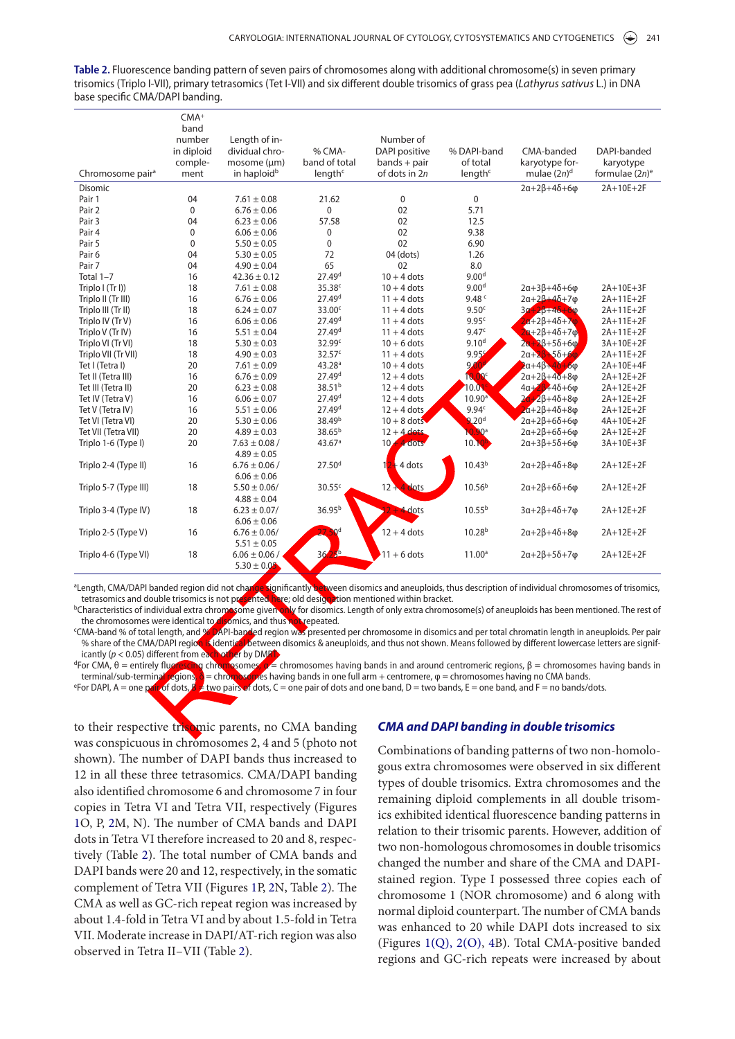**Table 2.** Fluorescence banding pattern of seven pairs of chromosomes along with additional chromosome(s) in seven primary trisomics (Triplo I-VII), primary tetrasomics (Tet I-VII) and six different double trisomics of grass pea (*Lathyrus sativus* L.) in DNA base specific CMA/DAPI banding.

| Chromosome pair[a] | CMA⁺ band number in diploid complement | Length of individual chromosome (μm) in haploid[b] | % CMA-band of total length[c] | Number of DAPI positive bands + pair of dots in 2n | % DAPI-band of total length[c] | CMA-banded karyotype formulae (2n)[d] | DAPI-banded karyotype formulae (2n)[e] |
|---|---|---|---|---|---|---|---|
| Disomic | | | | | | 2α+2β+4δ+6φ | 2A+10E+2F |
| Pair 1 | 04 | 7.61 ± 0.08 | 21.62 | 0 | 0 | | |
| Pair 2 | 0 | 6.76 ± 0.06 | 0 | 02 | 5.71 | | |
| Pair 3 | 04 | 6.23 ± 0.06 | 57.58 | 02 | 12.5 | | |
| Pair 4 | 0 | 6.06 ± 0.06 | 0 | 02 | 9.38 | | |
| Pair 5 | 0 | 5.50 ± 0.05 | 0 | 02 | 6.90 | | |
| Pair 6 | 04 | 5.30 ± 0.05 | 72 | 04 (dots) | 1.26 | | |
| Pair 7 | 04 | 4.90 ± 0.04 | 65 | 02 | 8.0 | | |
| Total 1–7 | 16 | 42.36 ± 0.12 | 27.49[d] | 10 + 4 dots | 9.00[d] | | |
| Triplo I (Tr I)) | 18 | 7.61 ± 0.08 | 35.38[c] | 10 + 4 dots | 9.00[d] | 2α+3β+4δ+6φ | 2A+10E+3F |
| Triplo II (Tr III) | 16 | 6.76 ± 0.06 | 27.49[d] | 11 + 4 dots | 9.48[c] | 2α+2β+4δ+7φ | 2A+11E+2F |
| Triplo III (Tr II) | 18 | 6.24 ± 0.07 | 33.00[c] | 11 + 4 dots | 9.50[c] | 3α+2β+4δ+6φ | 2A+11E+2F |
| Triplo IV (Tr V) | 16 | 6.06 ± 0.06 | 27.49[d] | 11 + 4 dots | 9.95[c] | 2α+2β+4δ+7φ | 2A+11E+2F |
| Triplo V (Tr IV) | 16 | 5.51 ± 0.04 | 27.49[d] | 11 + 4 dots | 9.47[c] | 2α+2β+4δ+7φ | 2A+11E+2F |
| Triplo VI (Tr VI) | 18 | 5.30 ± 0.03 | 32.99[c] | 10 + 6 dots | 9.10[d] | 2α+2β+5δ+6φ | 3A+10E+2F |
| Triplo VII (Tr VII) | 18 | 4.90 ± 0.03 | 32.57[c] | 11 + 4 dots | 9.95[c] | 2α+2β+5δ+6φ | 2A+11E+2F |
| Tet I (Tetra I) | 20 | 7.61 ± 0.09 | 43.28[a] | 10 + 4 dots | 9.00[d] | 2α+4β+4δ+6φ | 2A+10E+4F |
| Tet II (Tetra III) | 16 | 6.76 ± 0.09 | 27.49[d] | 12 + 4 dots | 10.00[c] | 2α+2β+4δ+8φ | 2A+12E+2F |
| Tet III (Tetra II) | 20 | 6.23 ± 0.08 | 38.51[b] | 12 + 4 dots | 10.01[c] | 4α+2β+4δ+6φ | 2A+12E+2F |
| Tet IV (Tetra V) | 16 | 6.06 ± 0.07 | 27.49[d] | 12 + 4 dots | 10.90[a] | 2α+2β+4δ+8φ | 2A+12E+2F |
| Tet V (Tetra IV) | 16 | 5.51 ± 0.06 | 27.49[d] | 12 + 4 dots | 9.94[c] | 2α+2β+4δ+8φ | 2A+12E+2F |
| Tet VI (Tetra VI) | 20 | 5.30 ± 0.06 | 38.49[b] | 10 + 8 dots | 9.20[d] | 2α+2β+6δ+6φ | 4A+10E+2F |
| Tet VII (Tetra VII) | 20 | 4.89 ± 0.03 | 38.65[b] | 12 + 4 dots | 10.90[a] | 2α+2β+6δ+6φ | 2A+12E+2F |
| Triplo 1-6 (Type I) | 20 | 7.63 ± 0.08 / 4.89 ± 0.05 | 43.67[a] | 10 + 4 dots | 10.10[b] | 2α+3β+5δ+6φ | 3A+10E+3F |
| Triplo 2-4 (Type II) | 16 | 6.76 ± 0.06 / 6.06 ± 0.06 | 27.50[d] | 12 + 4 dots | 10.43[b] | 2α+2β+4δ+8φ | 2A+12E+2F |
| Triplo 5-7 (Type III) | 18 | 5.50 ± 0.06/ 4.88 ± 0.04 | 30.55[c] | 12 + 4 dots | 10.56[b] | 2α+2β+6δ+6φ | 2A+12E+2F |
| Triplo 3-4 (Type IV) | 18 | 6.23 ± 0.07/ 6.06 ± 0.06 | 36.95[b] | 12 + 4 dots | 10.55[b] | 3α+2β+4δ+7φ | 2A+12E+2F |
| Triplo 2-5 (Type V) | 16 | 6.76 ± 0.06/ 5.51 ± 0.05 | 27.50[d] | 12 + 4 dots | 10.28[b] | 2α+2β+4δ+8φ | 2A+12E+2F |
| Triplo 4-6 (Type VI) | 18 | 6.06 ± 0.06 / 5.30 ± 0.05 | 36.25[b] | 11 + 6 dots | 11.00[a] | 2α+2β+5δ+7φ | 2A+12E+2F |

[a]Length, CMA/DAPI banded region did not change significantly between disomics and aneuploids, thus description of individual chromosomes of trisomics, tetrasomics and double trisomics is not presented here; old designation mentioned within bracket.
[b]Characteristics of individual extra chromosome given only for disomics. Length of only extra chromosome(s) of aneuploids has been mentioned. The rest of the chromosomes were identical to disomics, and thus not repeated.
[c]CMA-band % of total length, and % DAPI-banded region was presented per chromosome in disomics and per total chromatin length in aneuploids. Per pair % share of the CMA/DAPI region is identical between disomics & aneuploids, and thus not shown. Means followed by different lowercase letters are significantly ($p < 0.05$) different from each other by DMRT.
[d]For CMA, θ = entirely fluorescing chromosomes, α = chromosomes having bands in and around centromeric regions, β = chromosomes having bands in terminal/sub-terminal regions, δ = chromosomes having bands in one full arm + centromere, φ = chromosomes having no CMA bands.
[e]For DAPI, A = one pair of dots, B = two pairs of dots, C = one pair of dots and one band, D = two bands, E = one band, and F = no bands/dots.

to their respective trisomic parents, no CMA banding was conspicuous in chromosomes 2, 4 and 5 (photo not shown). The number of DAPI bands thus increased to 12 in all these three tetrasomics. CMA/DAPI banding also identified chromosome 6 and chromosome 7 in four copies in Tetra VI and Tetra VII, respectively (Figures 1O, P, 2M, N). The number of CMA bands and DAPI dots in Tetra VI therefore increased to 20 and 8, respectively (Table 2). The total number of CMA bands and DAPI bands were 20 and 12, respectively, in the somatic complement of Tetra VII (Figures 1P, 2N, Table 2). The CMA as well as GC-rich repeat region was increased by about 1.4-fold in Tetra VI and by about 1.5-fold in Tetra VII. Moderate increase in DAPI/AT-rich region was also observed in Tetra II–VII (Table 2).

### *CMA and DAPI banding in double trisomics*

Combinations of banding patterns of two non-homologous extra chromosomes were observed in six different types of double trisomics. Extra chromosomes and the remaining diploid complements in all double trisomics exhibited identical fluorescence banding patterns in relation to their trisomic parents. However, addition of two non-homologous chromosomes in double trisomics changed the number and share of the CMA and DAPI-stained region. Type I possessed three copies each of chromosome 1 (NOR chromosome) and 6 along with normal diploid counterpart. The number of CMA bands was enhanced to 20 while DAPI dots increased to six (Figures 1(Q), 2(O), 4B). Total CMA-positive banded regions and GC-rich repeats were increased by about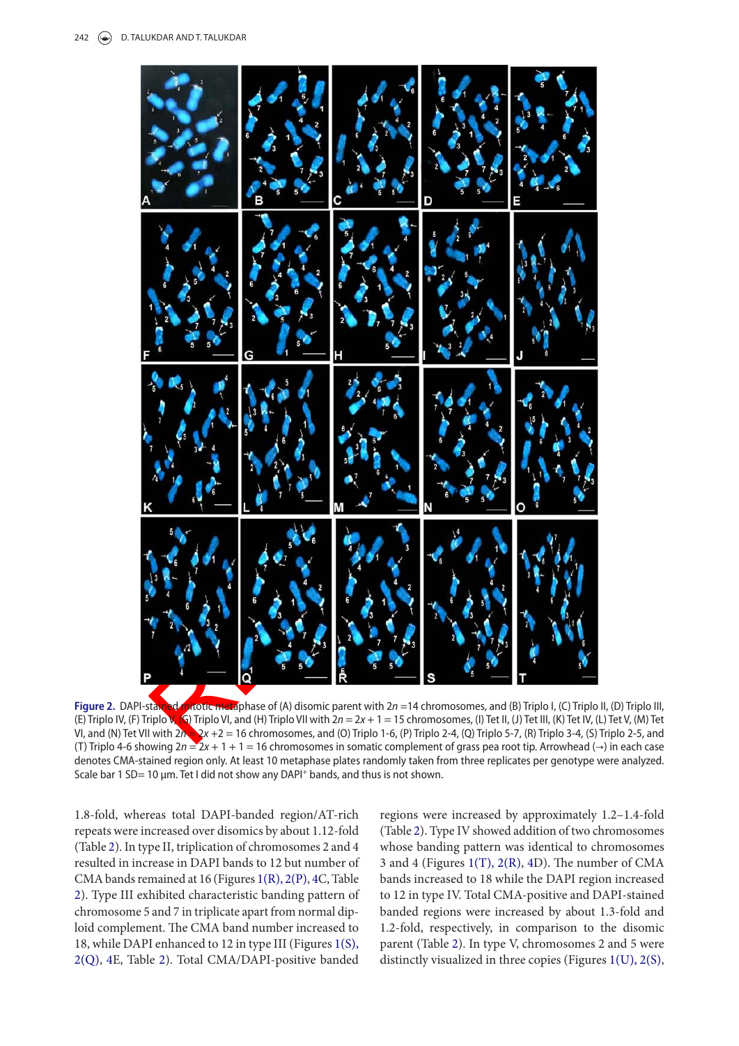**Figure 2.** DAPI-stained mitotic metaphase of (A) disomic parent with $2n = 14$ chromosomes, and (B) Triplo I, (C) Triplo II, (D) Triplo III, (E) Triplo IV, (F) Triplo V, (G) Triplo VI, and (H) Triplo VII with $2n = 2x + 1 = 15$ chromosomes, (I) Tet II, (J) Tet III, (K) Tet IV, (L) Tet V, (M) Tet VI, and (N) Tet VII with $2n = 2x + 2 = 16$ chromosomes, and (O) Triplo 1-6, (P) Triplo 2-4, (Q) Triplo 5-7, (R) Triplo 3-4, (S) Triplo 2-5, and (T) Triplo 4-6 showing $2n = 2x + 1 + 1 = 16$ chromosomes in somatic complement of grass pea root tip. Arrowhead (→) in each case denotes CMA-stained region only. At least 10 metaphase plates randomly taken from three replicates per genotype were analyzed. Scale bar 1 SD= 10 μm. Tet I did not show any DAPI$^{+}$ bands, and thus is not shown.

1.8-fold, whereas total DAPI-banded region/AT-rich repeats were increased over disomics by about 1.12-fold (Table 2). In type II, triplication of chromosomes 2 and 4 resulted in increase in DAPI bands to 12 but number of CMA bands remained at 16 (Figures 1(R), 2(P), 4C, Table 2). Type III exhibited characteristic banding pattern of chromosome 5 and 7 in triplicate apart from normal diploid complement. The CMA band number increased to 18, while DAPI enhanced to 12 in type III (Figures 1(S), 2(Q), 4E, Table 2). Total CMA/DAPI-positive banded regions were increased by approximately 1.2–1.4-fold (Table 2). Type IV showed addition of two chromosomes whose banding pattern was identical to chromosomes 3 and 4 (Figures 1(T), 2(R), 4D). The number of CMA bands increased to 18 while the DAPI region increased to 12 in type IV. Total CMA-positive and DAPI-stained banded regions were increased by about 1.3-fold and 1.2-fold, respectively, in comparison to the disomic parent (Table 2). In type V, chromosomes 2 and 5 were distinctly visualized in three copies (Figures 1(U), 2(S),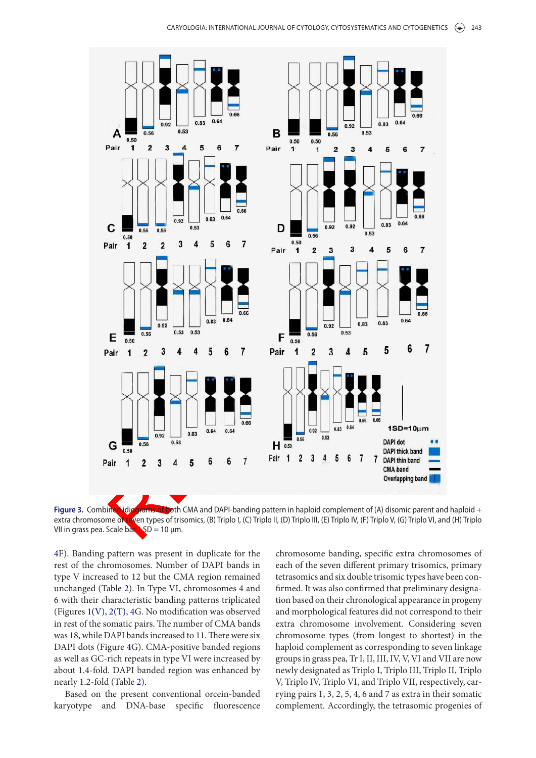**Figure 3.** Combined idiograms of both CMA and DAPI-banding pattern in haploid complement of (A) disomic parent and haploid + extra chromosome of seven types of trisomics, (B) Triplo I, (C) Triplo II, (D) Triplo III, (E) Triplo IV, (F) Triplo V, (G) Triplo VI, and (H) Triplo VII in grass pea. Scale bar 1 SD = 10 µm.

4F). Banding pattern was present in duplicate for the rest of the chromosomes. Number of DAPI bands in type V increased to 12 but the CMA region remained unchanged (Table 2). In Type VI, chromosomes 4 and 6 with their characteristic banding patterns triplicated (Figures 1(V), 2(T), 4G. No modification was observed in rest of the somatic pairs. The number of CMA bands was 18, while DAPI bands increased to 11. There were six DAPI dots (Figure 4G). CMA-positive banded regions as well as GC-rich repeats in type VI were increased by about 1.4-fold. DAPI banded region was enhanced by nearly 1.2-fold (Table 2).

Based on the present conventional orcein-banded karyotype and DNA-base specific fluorescence chromosome banding, specific extra chromosomes of each of the seven different primary trisomics, primary tetrasomics and six double trisomic types have been confirmed. It was also confirmed that preliminary designation based on their chronological appearance in progeny and morphological features did not correspond to their extra chromosome involvement. Considering seven chromosome types (from longest to shortest) in the haploid complement as corresponding to seven linkage groups in grass pea, Tr I, II, III, IV, V, VI and VII are now newly designated as Triplo I, Triplo III, Triplo II, Triplo V, Triplo IV, Triplo VI, and Triplo VII, respectively, carrying pairs 1, 3, 2, 5, 4, 6 and 7 as extra in their somatic complement. Accordingly, the tetrasomic progenies of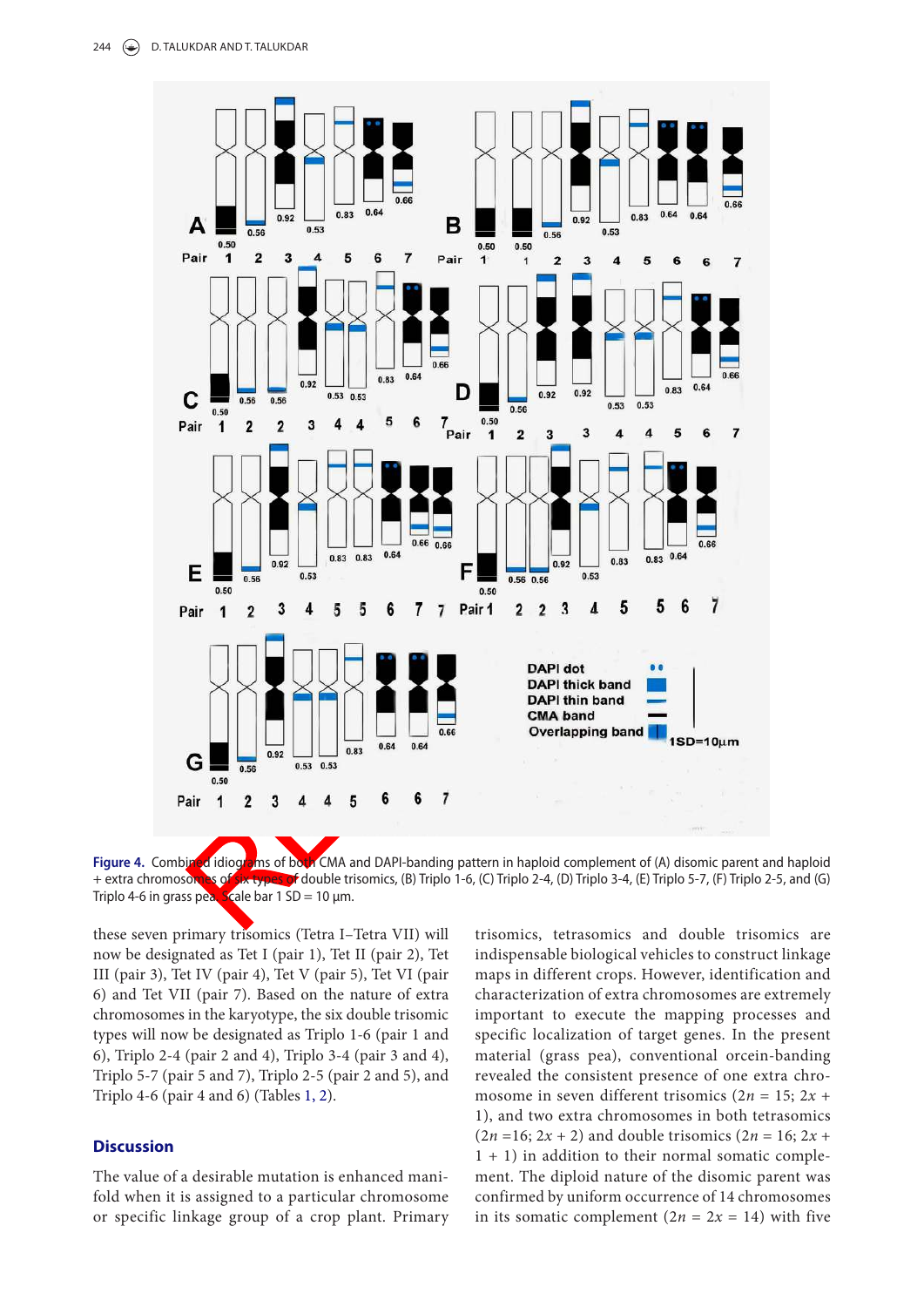A
Pair 1 2 3 4 5 6 7
0.50 0.56 0.92 0.53 0.83 0.64 0.66

B
Pair 1 1 2 3 4 5 6 6 7
0.50 0.50 0.56 0.92 0.53 0.83 0.64 0.64 0.66

C
Pair 1 2 2 3 4 4 5 6 7
0.50 0.56 0.56 0.92 0.53 0.53 0.83 0.64 0.66

D
Pair 1 2 3 3 4 4 5 6 7
0.50 0.56 0.92 0.92 0.53 0.53 0.83 0.64 0.66

E
Pair 1 2 3 4 5 5 6 7 7
0.50 0.56 0.92 0.53 0.83 0.83 0.64 0.66 0.66

F
Pair 1 2 2 3 4 5 5 6 7
0.50 0.56 0.56 0.92 0.53 0.83 0.83 0.64 0.66

G
Pair 1 2 3 4 4 5 6 6 7
0.50 0.56 0.92 0.53 0.53 0.83 0.64 0.64 0.66

DAPI dot
DAPI thick band
DAPI thin band
CMA band
Overlapping band
1SD=10µm

**Figure 4.** Combined idiograms of both CMA and DAPI-banding pattern in haploid complement of (A) disomic parent and haploid + extra chromosomes of six types of double trisomics, (B) Triplo 1-6, (C) Triplo 2-4, (D) Triplo 3-4, (E) Triplo 5-7, (F) Triplo 2-5, and (G) Triplo 4-6 in grass pea. Scale bar 1 SD = 10 µm.

these seven primary trisomics (Tetra I–Tetra VII) will now be designated as Tet I (pair 1), Tet II (pair 2), Tet III (pair 3), Tet IV (pair 4), Tet V (pair 5), Tet VI (pair 6) and Tet VII (pair 7). Based on the nature of extra chromosomes in the karyotype, the six double trisomic types will now be designated as Triplo 1-6 (pair 1 and 6), Triplo 2-4 (pair 2 and 4), Triplo 3-4 (pair 3 and 4), Triplo 5-7 (pair 5 and 7), Triplo 2-5 (pair 2 and 5), and Triplo 4-6 (pair 4 and 6) (Tables 1, 2).

## Discussion

The value of a desirable mutation is enhanced manifold when it is assigned to a particular chromosome or specific linkage group of a crop plant. Primary trisomics, tetrasomics and double trisomics are indispensable biological vehicles to construct linkage maps in different crops. However, identification and characterization of extra chromosomes are extremely important to execute the mapping processes and specific localization of target genes. In the present material (grass pea), conventional orcein-banding revealed the consistent presence of one extra chromosome in seven different trisomics ($2n = 15$; $2x + 1$), and two extra chromosomes in both tetrasomics ($2n = 16$; $2x + 2$) and double trisomics ($2n = 16$; $2x + 1 + 1$) in addition to their normal somatic complement. The diploid nature of the disomic parent was confirmed by uniform occurrence of 14 chromosomes in its somatic complement ($2n = 2x = 14$) with five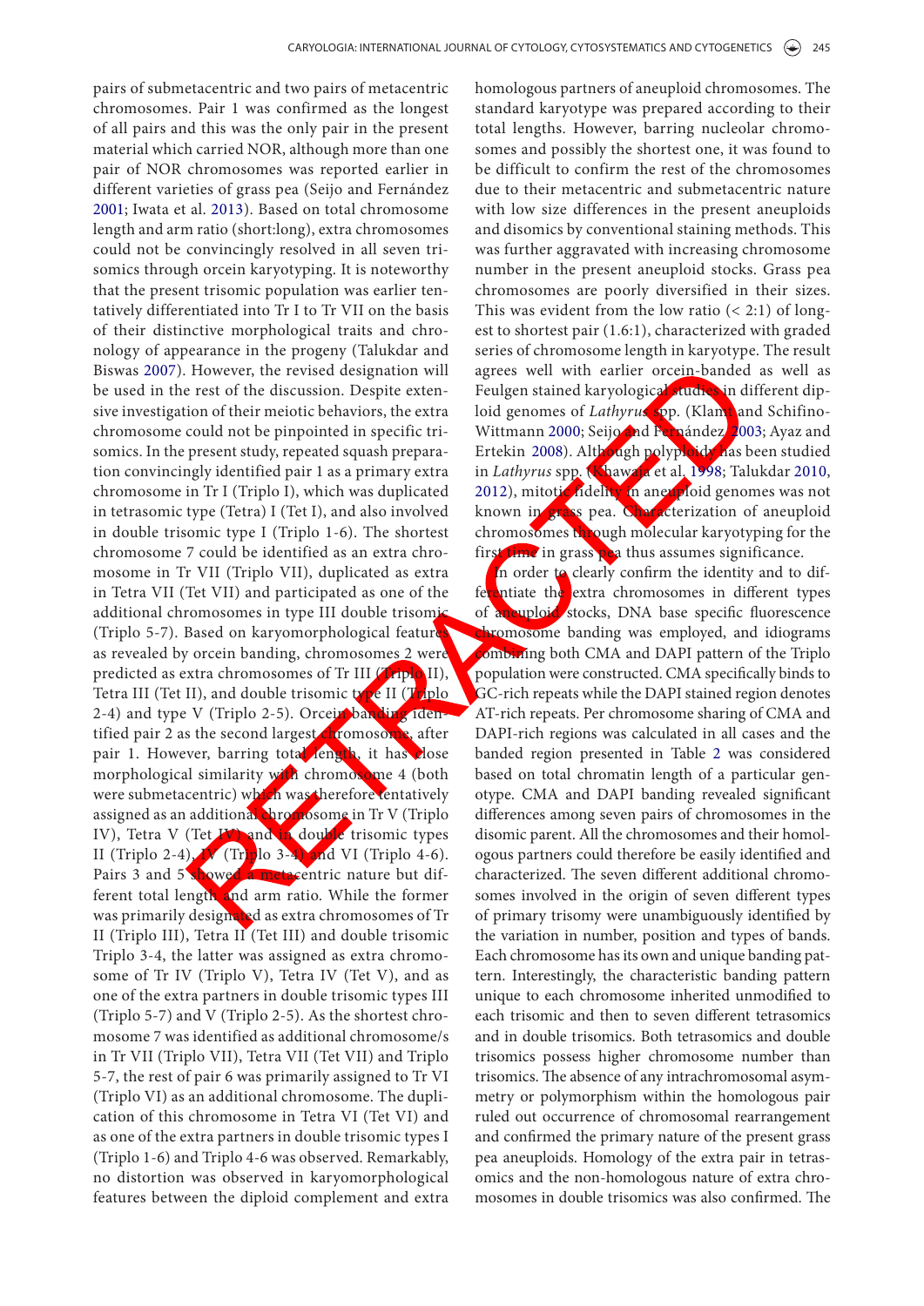pairs of submetacentric and two pairs of metacentric chromosomes. Pair 1 was confirmed as the longest of all pairs and this was the only pair in the present material which carried NOR, although more than one pair of NOR chromosomes was reported earlier in different varieties of grass pea (Seijo and Fernández 2001; Iwata et al. 2013). Based on total chromosome length and arm ratio (short:long), extra chromosomes could not be convincingly resolved in all seven trisomics through orcein karyotyping. It is noteworthy that the present trisomic population was earlier tentatively differentiated into Tr I to Tr VII on the basis of their distinctive morphological traits and chronology of appearance in the progeny (Talukdar and Biswas 2007). However, the revised designation will be used in the rest of the discussion. Despite extensive investigation of their meiotic behaviors, the extra chromosome could not be pinpointed in specific trisomics. In the present study, repeated squash preparation convincingly identified pair 1 as a primary extra chromosome in Tr I (Triplo I), which was duplicated in tetrasomic type (Tetra) I (Tet I), and also involved in double trisomic type I (Triplo 1-6). The shortest chromosome 7 could be identified as an extra chromosome in Tr VII (Triplo VII), duplicated as extra in Tetra VII (Tet VII) and participated as one of the additional chromosomes in type III double trisomic (Triplo 5-7). Based on karyomorphological features as revealed by orcein banding, chromosomes 2 were predicted as extra chromosomes of Tr III (Triplo II), Tetra III (Tet II), and double trisomic type II (Triplo 2-4) and type V (Triplo 2-5). Orcein banding identified pair 2 as the second largest chromosome, after pair 1. However, barring total length, it has close morphological similarity with chromosome 4 (both were submetacentric) which was therefore tentatively assigned as an additional chromosome in Tr V (Triplo IV), Tetra V (Tet IV) and in double trisomic types II (Triplo 2-4), IV (Triplo 3-4) and VI (Triplo 4-6). Pairs 3 and 5 showed a metacentric nature but different total length and arm ratio. While the former was primarily designated as extra chromosomes of Tr II (Triplo III), Tetra II (Tet III) and double trisomic Triplo 3-4, the latter was assigned as extra chromosome of Tr IV (Triplo V), Tetra IV (Tet V), and as one of the extra partners in double trisomic types III (Triplo 5-7) and V (Triplo 2-5). As the shortest chromosome 7 was identified as additional chromosome/s in Tr VII (Triplo VII), Tetra VII (Tet VII) and Triplo 5-7, the rest of pair 6 was primarily assigned to Tr VI (Triplo VI) as an additional chromosome. The duplication of this chromosome in Tetra VI (Tet VI) and as one of the extra partners in double trisomic types I (Triplo 1-6) and Triplo 4-6 was observed. Remarkably, no distortion was observed in karyomorphological features between the diploid complement and extra homologous partners of aneuploid chromosomes. The standard karyotype was prepared according to their total lengths. However, barring nucleolar chromosomes and possibly the shortest one, it was found to be difficult to confirm the rest of the chromosomes due to their metacentric and submetacentric nature with low size differences in the present aneuploids and disomics by conventional staining methods. This was further aggravated with increasing chromosome number in the present aneuploid stocks. Grass pea chromosomes are poorly diversified in their sizes. This was evident from the low ratio (< 2:1) of longest to shortest pair (1.6:1), characterized with graded series of chromosome length in karyotype. The result agrees well with earlier orcein-banded as well as Feulgen stained karyological studies in different diploid genomes of *Lathyrus* spp. (Klamt and Schifino-Wittmann 2000; Seijo and Fernández 2003; Ayaz and Ertekin 2008). Although polyploidy has been studied in *Lathyrus* spp. (Khawaja et al. 1998; Talukdar 2010, 2012), mitotic fidelity in aneuploid genomes was not known in grass pea. Characterization of aneuploid chromosomes through molecular karyotyping for the first time in grass pea thus assumes significance.

In order to clearly confirm the identity and to differentiate the extra chromosomes in different types of aneuploid stocks, DNA base specific fluorescence chromosome banding was employed, and idiograms combining both CMA and DAPI pattern of the Triplo population were constructed. CMA specifically binds to GC-rich repeats while the DAPI stained region denotes AT-rich repeats. Per chromosome sharing of CMA and DAPI-rich regions was calculated in all cases and the banded region presented in Table 2 was considered based on total chromatin length of a particular genotype. CMA and DAPI banding revealed significant differences among seven pairs of chromosomes in the disomic parent. All the chromosomes and their homologous partners could therefore be easily identified and characterized. The seven different additional chromosomes involved in the origin of seven different types of primary trisomy were unambiguously identified by the variation in number, position and types of bands. Each chromosome has its own and unique banding pattern. Interestingly, the characteristic banding pattern unique to each chromosome inherited unmodified to each trisomic and then to seven different tetrasomics and in double trisomics. Both tetrasomics and double trisomics possess higher chromosome number than trisomics. The absence of any intrachromosomal asymmetry or polymorphism within the homologous pair ruled out occurrence of chromosomal rearrangement and confirmed the primary nature of the present grass pea aneuploids. Homology of the extra pair in tetrasomics and the non-homologous nature of extra chromosomes in double trisomics was also confirmed. The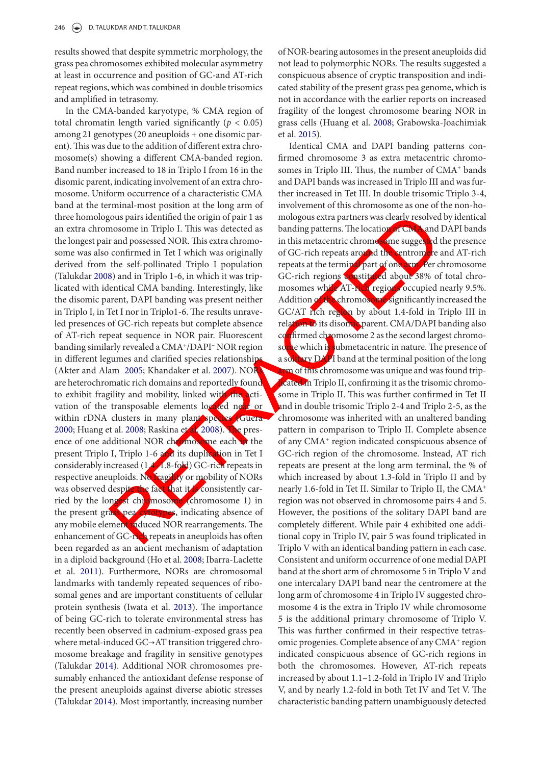results showed that despite symmetric morphology, the grass pea chromosomes exhibited molecular asymmetry at least in occurrence and position of GC-and AT-rich repeat regions, which was combined in double trisomics and amplified in tetrasomy.

In the CMA-banded karyotype, % CMA region of total chromatin length varied significantly ($p < 0.05$) among 21 genotypes (20 aneuploids + one disomic parent). This was due to the addition of different extra chromosome(s) showing a different CMA-banded region. Band number increased to 18 in Triplo I from 16 in the disomic parent, indicating involvement of an extra chromosome. Uniform occurrence of a characteristic CMA band at the terminal-most position at the long arm of three homologous pairs identified the origin of pair 1 as an extra chromosome in Triplo I. This was detected as the longest pair and possessed NOR. This extra chromosome was also confirmed in Tet I which was originally derived from the self-pollinated Triplo I population (Talukdar 2008) and in Triplo 1-6, in which it was triplicated with identical CMA banding. Interestingly, like the disomic parent, DAPI banding was present neither in Triplo I, in Tet I nor in Triplo1-6. The results unraveled presences of GC-rich repeats but complete absence of AT-rich repeat sequence in NOR pair. Fluorescent banding similarly revealed a $CMA^{+}/DAPI^{-}$ NOR region in different legumes and clarified species relationships (Akter and Alam 2005; Khandaker et al. 2007). NORs are heterochromatic rich domains and reportedly found to exhibit fragility and mobility, linked with the activation of the transposable elements located near or within rDNA clusters in many plant species (Guera 2000; Huang et al. 2008; Raskina et al. 2008). The presence of one additional NOR chromosome each in the present Triplo I, Triplo 1-6 and its duplication in Tet I considerably increased (1.4–1.8-fold) GC-rich repeats in respective aneuploids. No fragility or mobility of NORs was observed despite the fact that it is consistently carried by the longest chromosome (chromosome 1) in the present grass pea cytotypes, indicating absence of any mobile element induced NOR rearrangements. The enhancement of GC-rich repeats in aneuploids has often been regarded as an ancient mechanism of adaptation in a diploid background (Ho et al. 2008; Ibarra-Laclette et al. 2011). Furthermore, NORs are chromosomal landmarks with tandemly repeated sequences of ribosomal genes and are important constituents of cellular protein synthesis (Iwata et al. 2013). The importance of being GC-rich to tolerate environmental stress has recently been observed in cadmium-exposed grass pea where metal-induced GC→AT transition triggered chromosome breakage and fragility in sensitive genotypes (Talukdar 2014). Additional NOR chromosomes presumably enhanced the antioxidant defense response of the present aneuploids against diverse abiotic stresses (Talukdar 2014). Most importantly, increasing number of NOR-bearing autosomes in the present aneuploids did not lead to polymorphic NORs. The results suggested a conspicuous absence of cryptic transposition and indicated stability of the present grass pea genome, which is not in accordance with the earlier reports on increased fragility of the longest chromosome bearing NOR in grass cells (Huang et al. 2008; Grabowska-Joachimiak et al. 2015).

Identical CMA and DAPI banding patterns confirmed chromosome 3 as extra metacentric chromosomes in Triplo III. Thus, the number of $CMA^{+}$ bands and DAPI bands was increased in Triplo III and was further increased in Tet III. In double trisomic Triplo 3-4, involvement of this chromosome as one of the non-homologous extra partners was clearly resolved by identical banding patterns. The location of CMA and DAPI bands in this metacentric chromosome suggested the presence of GC-rich repeats around the centromere and AT-rich repeats at the terminal part of one arm. Per chromosome GC-rich regions constituted about 38% of total chromosomes while AT-rich regions occupied nearly 9.5%. Addition of the chromosome significantly increased the GC/AT rich region by about 1.4-fold in Triplo III in relation to its disomic parent. CMA/DAPI banding also confirmed chromosome 2 as the second largest chromosome which is submetacentric in nature. The presence of a solitary DAPI band at the terminal position of the long arm of this chromosome was unique and was found triplicated in Triplo II, confirming it as the trisomic chromosome in Triplo II. This was further confirmed in Tet II and in double trisomic Triplo 2-4 and Triplo 2-5, as the chromosome was inherited with an unaltered banding pattern in comparison to Triplo II. Complete absence of any $CMA^{+}$ region indicated conspicuous absence of GC-rich region of the chromosome. Instead, AT rich repeats are present at the long arm terminal, the % of which increased by about 1.3-fold in Triplo II and by nearly 1.6-fold in Tet II. Similar to Triplo II, the $CMA^{+}$ region was not observed in chromosome pairs 4 and 5. However, the positions of the solitary DAPI band are completely different. While pair 4 exhibited one additional copy in Triplo IV, pair 5 was found triplicated in Triplo V with an identical banding pattern in each case. Consistent and uniform occurrence of one medial DAPI band at the short arm of chromosome 5 in Triplo V and one intercalary DAPI band near the centromere at the long arm of chromosome 4 in Triplo IV suggested chromosome 4 is the extra in Triplo IV while chromosome 5 is the additional primary chromosome of Triplo V. This was further confirmed in their respective tetrasomic progenies. Complete absence of any $CMA^{+}$ region indicated conspicuous absence of GC-rich regions in both the chromosomes. However, AT-rich repeats increased by about 1.1–1.2-fold in Triplo IV and Triplo V, and by nearly 1.2-fold in both Tet IV and Tet V. The characteristic banding pattern unambiguously detected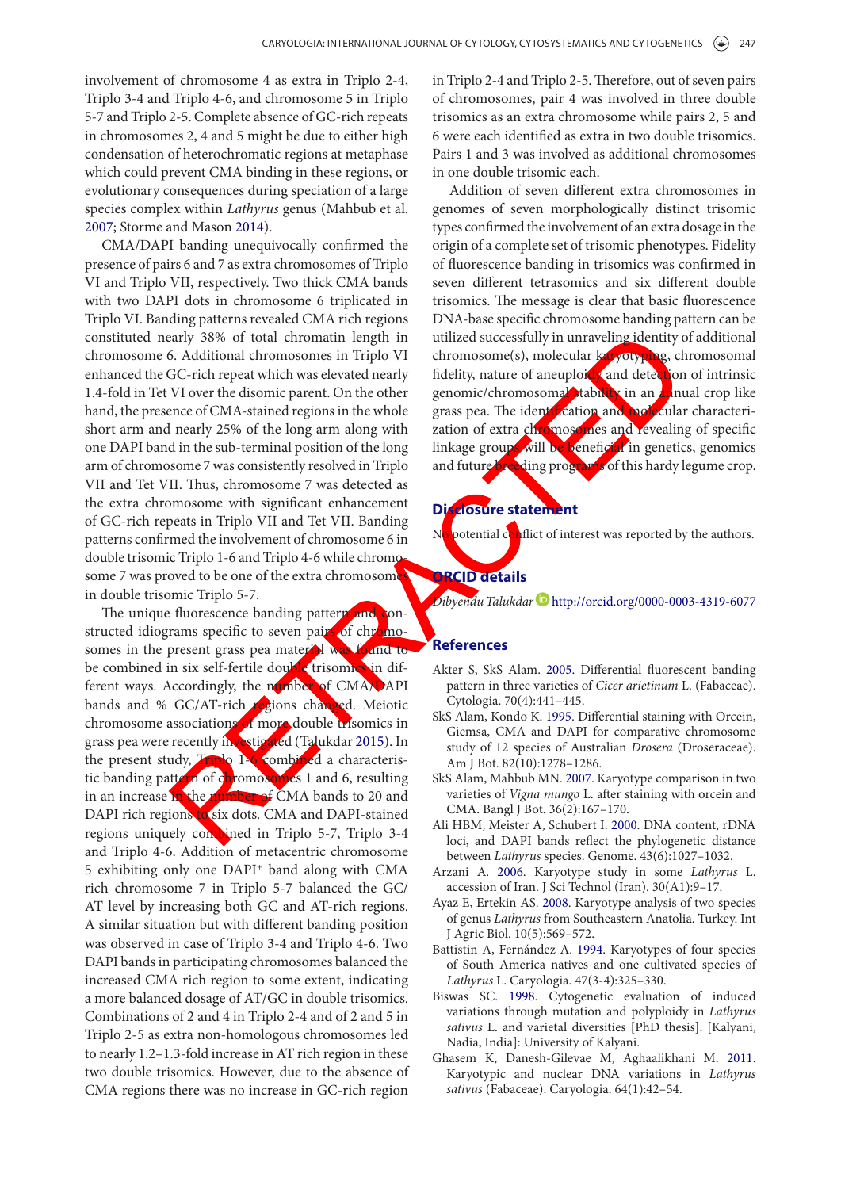involvement of chromosome 4 as extra in Triplo 2-4, Triplo 3-4 and Triplo 4-6, and chromosome 5 in Triplo 5-7 and Triplo 2-5. Complete absence of GC-rich repeats in chromosomes 2, 4 and 5 might be due to either high condensation of heterochromatic regions at metaphase which could prevent CMA binding in these regions, or evolutionary consequences during speciation of a large species complex within *Lathyrus* genus (Mahbub et al. 2007; Storme and Mason 2014).

CMA/DAPI banding unequivocally confirmed the presence of pairs 6 and 7 as extra chromosomes of Triplo VI and Triplo VII, respectively. Two thick CMA bands with two DAPI dots in chromosome 6 triplicated in Triplo VI. Banding patterns revealed CMA rich regions constituted nearly 38% of total chromatin length in chromosome 6. Additional chromosomes in Triplo VI enhanced the GC-rich repeat which was elevated nearly 1.4-fold in Tet VI over the disomic parent. On the other hand, the presence of CMA-stained regions in the whole short arm and nearly 25% of the long arm along with one DAPI band in the sub-terminal position of the long arm of chromosome 7 was consistently resolved in Triplo VII and Tet VII. Thus, chromosome 7 was detected as the extra chromosome with significant enhancement of GC-rich repeats in Triplo VII and Tet VII. Banding patterns confirmed the involvement of chromosome 6 in double trisomic Triplo 1-6 and Triplo 4-6 while chromosome 7 was proved to be one of the extra chromosomes in double trisomic Triplo 5-7.

The unique fluorescence banding pattern and constructed idiograms specific to seven pairs of chromosomes in the present grass pea material was found to be combined in six self-fertile double trisomics in different ways. Accordingly, the number of CMA/DAPI bands and % GC/AT-rich regions changed. Meiotic chromosome associations of more double trisomics in grass pea were recently investigated (Talukdar 2015). In the present study, Triplo 1-6 combined a characteristic banding pattern of chromosomes 1 and 6, resulting in an increase in the number of CMA bands to 20 and DAPI rich regions to six dots. CMA and DAPI-stained regions uniquely combined in Triplo 5-7, Triplo 3-4 and Triplo 4-6. Addition of metacentric chromosome 5 exhibiting only one DAPI+ band along with CMA rich chromosome 7 in Triplo 5-7 balanced the GC/AT level by increasing both GC and AT-rich regions. A similar situation but with different banding position was observed in case of Triplo 3-4 and Triplo 4-6. Two DAPI bands in participating chromosomes balanced the increased CMA rich region to some extent, indicating a more balanced dosage of AT/GC in double trisomics. Combinations of 2 and 4 in Triplo 2-4 and of 2 and 5 in Triplo 2-5 as extra non-homologous chromosomes led to nearly 1.2–1.3-fold increase in AT rich region in these two double trisomics. However, due to the absence of CMA regions there was no increase in GC-rich region in Triplo 2-4 and Triplo 2-5. Therefore, out of seven pairs of chromosomes, pair 4 was involved in three double trisomics as an extra chromosome while pairs 2, 5 and 6 were each identified as extra in two double trisomics. Pairs 1 and 3 was involved as additional chromosomes in one double trisomic each.

Addition of seven different extra chromosomes in genomes of seven morphologically distinct trisomic types confirmed the involvement of an extra dosage in the origin of a complete set of trisomic phenotypes. Fidelity of fluorescence banding in trisomics was confirmed in seven different tetrasomics and six different double trisomics. The message is clear that basic fluorescence DNA-base specific chromosome banding pattern can be utilized successfully in unraveling identity of additional chromosome(s), molecular karyotyping, chromosomal fidelity, nature of aneuploidy and detection of intrinsic genomic/chromosomal stability in an annual crop like grass pea. The identification and molecular characterization of extra chromosomes and revealing of specific linkage groups will be beneficial in genetics, genomics and future breeding programs of this hardy legume crop.

## Disclosure statement

No potential conflict of interest was reported by the authors.

## ORCID details

*Dibyendu Talukdar* http://orcid.org/0000-0003-4319-6077

## References

Akter S, SkS Alam. 2005. Differential fluorescent banding pattern in three varieties of *Cicer arietinum* L. (Fabaceae). Cytologia. 70(4):441–445.

SkS Alam, Kondo K. 1995. Differential staining with Orcein, Giemsa, CMA and DAPI for comparative chromosome study of 12 species of Australian *Drosera* (Droseraceae). Am J Bot. 82(10):1278–1286.

SkS Alam, Mahbub MN. 2007. Karyotype comparison in two varieties of *Vigna mungo* L. after staining with orcein and CMA. Bangl J Bot. 36(2):167–170.

Ali HBM, Meister A, Schubert I. 2000. DNA content, rDNA loci, and DAPI bands reflect the phylogenetic distance between *Lathyrus* species. Genome. 43(6):1027–1032.

Arzani A. 2006. Karyotype study in some *Lathyrus* L. accession of Iran. J Sci Technol (Iran). 30(A1):9–17.

Ayaz E, Ertekin AS. 2008. Karyotype analysis of two species of genus *Lathyrus* from Southeastern Anatolia. Turkey. Int J Agric Biol. 10(5):569–572.

Battistin A, Fernández A. 1994. Karyotypes of four species of South America natives and one cultivated species of *Lathyrus* L. Caryologia. 47(3-4):325–330.

Biswas SC. 1998. Cytogenetic evaluation of induced variations through mutation and polyploidy in *Lathyrus sativus* L. and varietal diversities [PhD thesis]. [Kalyani, Nadia, India]: University of Kalyani.

Ghasem K, Danesh-Gilevae M, Aghaalikhani M. 2011. Karyotypic and nuclear DNA variations in *Lathyrus sativus* (Fabaceae). Caryologia. 64(1):42–54.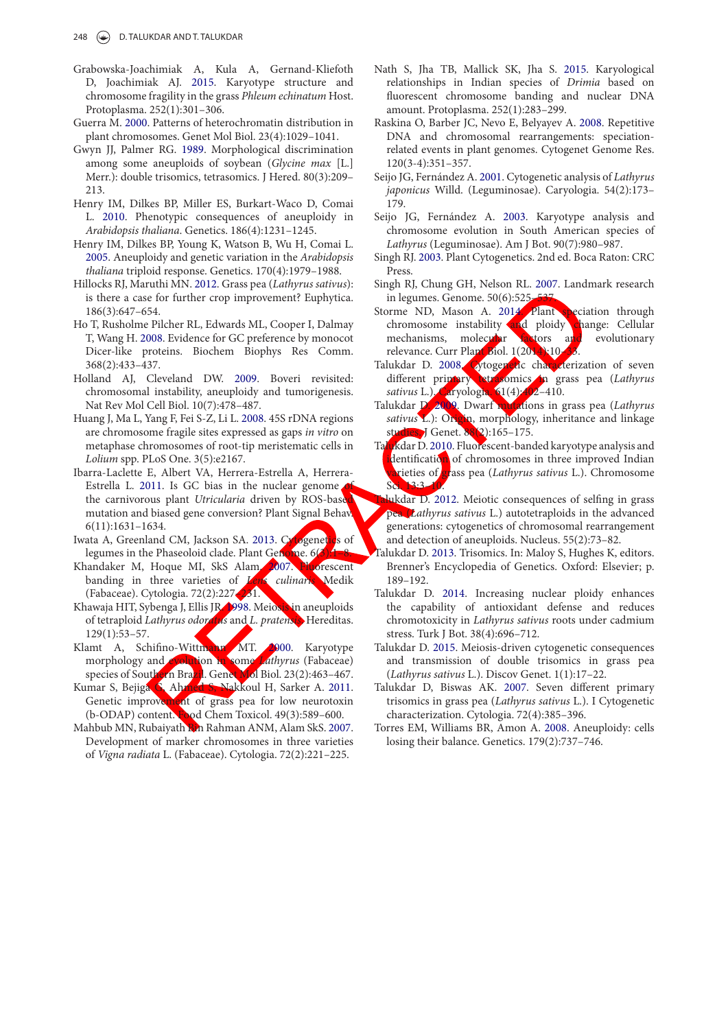Grabowska-Joachimiak A, Kula A, Gernand-Kliefoth D, Joachimiak AJ. 2015. Karyotype structure and chromosome fragility in the grass *Phleum echinatum* Host. Protoplasma. 252(1):301–306.

Guerra M. 2000. Patterns of heterochromatin distribution in plant chromosomes. Genet Mol Biol. 23(4):1029–1041.

Gwyn JJ, Palmer RG. 1989. Morphological discrimination among some aneuploids of soybean (*Glycine max* [L.] Merr.): double trisomics, tetrasomics. J Hered. 80(3):209–213.

Henry IM, Dilkes BP, Miller ES, Burkart-Waco D, Comai L. 2010. Phenotypic consequences of aneuploidy in *Arabidopsis thaliana*. Genetics. 186(4):1231–1245.

Henry IM, Dilkes BP, Young K, Watson B, Wu H, Comai L. 2005. Aneuploidy and genetic variation in the *Arabidopsis thaliana* triploid response. Genetics. 170(4):1979–1988.

Hillocks RJ, Maruthi MN. 2012. Grass pea (*Lathyrus sativus*): is there a case for further crop improvement? Euphytica. 186(3):647–654.

Ho T, Rusholme Pilcher RL, Edwards ML, Cooper I, Dalmay T, Wang H. 2008. Evidence for GC preference by monocot Dicer-like proteins. Biochem Biophys Res Comm. 368(2):433–437.

Holland AJ, Cleveland DW. 2009. Boveri revisited: chromosomal instability, aneuploidy and tumorigenesis. Nat Rev Mol Cell Biol. 10(7):478–487.

Huang J, Ma L, Yang F, Fei S-Z, Li L. 2008. 45S rDNA regions are chromosome fragile sites expressed as gaps *in vitro* on metaphase chromosomes of root-tip meristematic cells in *Lolium* spp. PLoS One. 3(5):e2167.

Ibarra-Laclette E, Albert VA, Herrera-Estrella A, Herrera-Estrella L. 2011. Is GC bias in the nuclear genome of the carnivorous plant *Utricularia* driven by ROS-based mutation and biased gene conversion? Plant Signal Behav. 6(11):1631–1634.

Iwata A, Greenland CM, Jackson SA. 2013. Cytogenetics of legumes in the Phaseoloid clade. Plant Genome. 6(3):1–8.

Khandaker M, Hoque MI, SkS Alam. 2007. Fluorescent banding in three varieties of *Lens culinaris* Medik (Fabaceae). Cytologia. 72(2):227–231.

Khawaja HIT, Sybenga J, Ellis JR. 1998. Meiosis in aneuploids of tetraploid *Lathyrus odoratus* and *L. pratensis*. Hereditas. 129(1):53–57.

Klamt A, Schifino-Wittmann MT. 2000. Karyotype morphology and evolution in some *Lathyrus* (Fabaceae) species of Southern Brazil. Genet Mol Biol. 23(2):463–467.

Kumar S, Bejiga G, Ahmed S, Nakkoul H, Sarker A. 2011. Genetic improvement of grass pea for low neurotoxin (b-ODAP) content. Food Chem Toxicol. 49(3):589–600.

Mahbub MN, Rubaiyath Bin Rahman ANM, Alam SkS. 2007. Development of marker chromosomes in three varieties of *Vigna radiata* L. (Fabaceae). Cytologia. 72(2):221–225.

Nath S, Jha TB, Mallick SK, Jha S. 2015. Karyological relationships in Indian species of *Drimia* based on fluorescent chromosome banding and nuclear DNA amount. Protoplasma. 252(1):283–299.

Raskina O, Barber JC, Nevo E, Belyayev A. 2008. Repetitive DNA and chromosomal rearrangements: speciation-related events in plant genomes. Cytogenet Genome Res. 120(3-4):351–357.

Seijo JG, Fernández A. 2001. Cytogenetic analysis of *Lathyrus japonicus* Willd. (Leguminosae). Caryologia. 54(2):173–179.

Seijo JG, Fernández A. 2003. Karyotype analysis and chromosome evolution in South American species of *Lathyrus* (Leguminosae). Am J Bot. 90(7):980–987.

Singh RJ. 2003. Plant Cytogenetics. 2nd ed. Boca Raton: CRC Press.

Singh RJ, Chung GH, Nelson RL. 2007. Landmark research in legumes. Genome. 50(6):525–537.

Storme ND, Mason A. 2014. Plant speciation through chromosome instability and ploidy change: Cellular mechanisms, molecular factors and evolutionary relevance. Curr Plant Biol. 1(2014):10–33.

Talukdar D. 2008. Cytogenetic characterization of seven different primary tetrasomics in grass pea (*Lathyrus sativus* L.). Caryologia. 61(4):402–410.

Talukdar D. 2009. Dwarf mutations in grass pea (*Lathyrus sativus* L.): Origin, morphology, inheritance and linkage studies. J Genet. 88(2):165–175.

Talukdar D. 2010. Fluorescent-banded karyotype analysis and identification of chromosomes in three improved Indian varieties of grass pea (*Lathyrus sativus* L.). Chromosome Sci. 13:3–10.

Talukdar D. 2012. Meiotic consequences of selfing in grass pea (*Lathyrus sativus* L.) autotetraploids in the advanced generations: cytogenetics of chromosomal rearrangement and detection of aneuploids. Nucleus. 55(2):73–82.

Talukdar D. 2013. Trisomics. In: Maloy S, Hughes K, editors. Brenner's Encyclopedia of Genetics. Oxford: Elsevier; p. 189–192.

Talukdar D. 2014. Increasing nuclear ploidy enhances the capability of antioxidant defense and reduces chromotoxicity in *Lathyrus sativus* roots under cadmium stress. Turk J Bot. 38(4):696–712.

Talukdar D. 2015. Meiosis-driven cytogenetic consequences and transmission of double trisomics in grass pea (*Lathyrus sativus* L.). Discov Genet. 1(1):17–22.

Talukdar D, Biswas AK. 2007. Seven different primary trisomics in grass pea (*Lathyrus sativus* L.). I Cytogenetic characterization. Cytologia. 72(4):385–396.

Torres EM, Williams BR, Amon A. 2008. Aneuploidy: cells losing their balance. Genetics. 179(2):737–746.